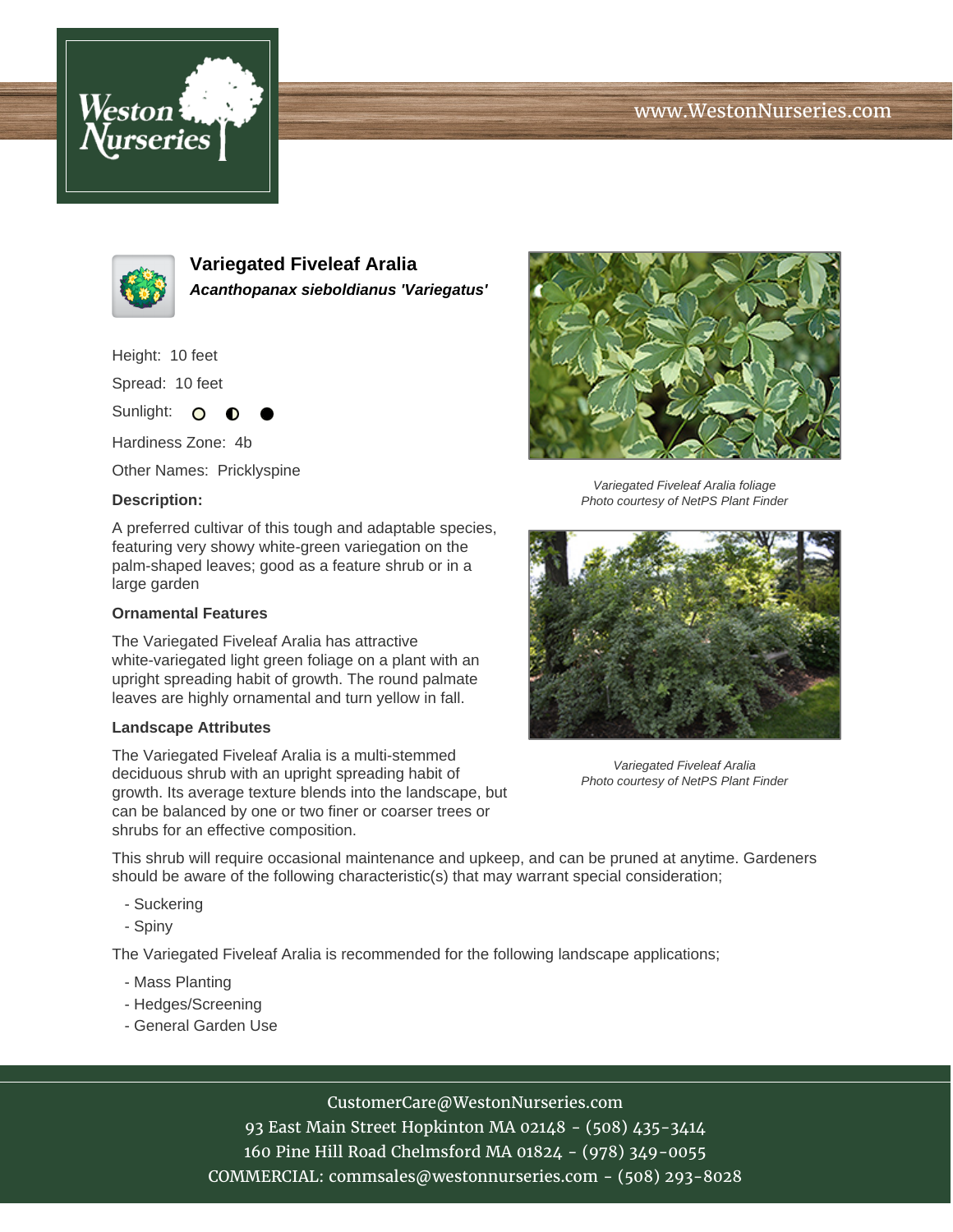# Variegated Fiveleaf Aralia

***Acanthopanax sieboldianus 'Variegatus'***

Height: 10 feet

Spread: 10 feet

Sunlight: ○ ◐ ●

Hardiness Zone: 4b

Other Names: Pricklyspine

### Description:

A preferred cultivar of this tough and adaptable species, featuring very showy white-green variegation on the palm-shaped leaves; good as a feature shrub or in a large garden

### Ornamental Features

The Variegated Fiveleaf Aralia has attractive white-variegated light green foliage on a plant with an upright spreading habit of growth. The round palmate leaves are highly ornamental and turn yellow in fall.

### Landscape Attributes

The Variegated Fiveleaf Aralia is a multi-stemmed deciduous shrub with an upright spreading habit of growth. Its average texture blends into the landscape, but can be balanced by one or two finer or coarser trees or shrubs for an effective composition.

This shrub will require occasional maintenance and upkeep, and can be pruned at anytime. Gardeners should be aware of the following characteristic(s) that may warrant special consideration;

- Suckering
- Spiny

The Variegated Fiveleaf Aralia is recommended for the following landscape applications;

- Mass Planting
- Hedges/Screening
- General Garden Use

*Variegated Fiveleaf Aralia foliage*
*Photo courtesy of NetPS Plant Finder*

*Variegated Fiveleaf Aralia*
*Photo courtesy of NetPS Plant Finder*

CustomerCare@WestonNurseries.com
93 East Main Street Hopkinton MA 02148 - (508) 435-3414
160 Pine Hill Road Chelmsford MA 01824 - (978) 349-0055
COMMERCIAL: commsales@westonnurseries.com - (508) 293-8028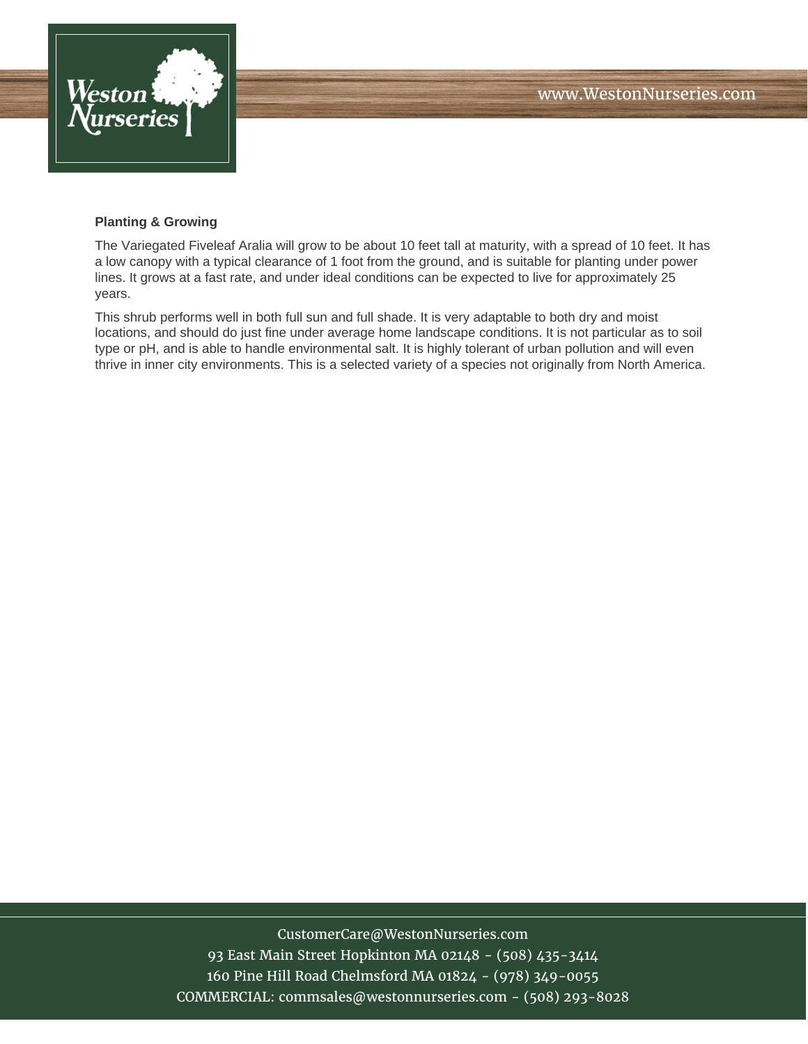**Planting & Growing**

The Variegated Fiveleaf Aralia will grow to be about 10 feet tall at maturity, with a spread of 10 feet. It has a low canopy with a typical clearance of 1 foot from the ground, and is suitable for planting under power lines. It grows at a fast rate, and under ideal conditions can be expected to live for approximately 25 years.

This shrub performs well in both full sun and full shade. It is very adaptable to both dry and moist locations, and should do just fine under average home landscape conditions. It is not particular as to soil type or pH, and is able to handle environmental salt. It is highly tolerant of urban pollution and will even thrive in inner city environments. This is a selected variety of a species not originally from North America.